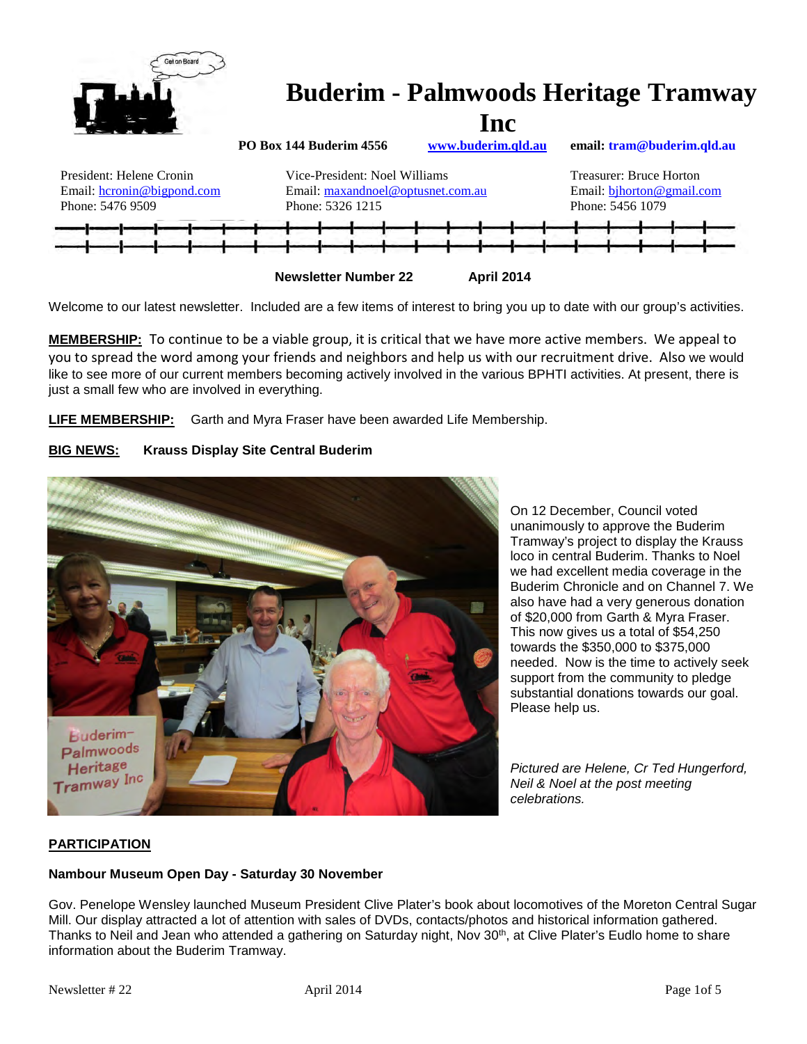# Buderim - Palmwoods Heritage Tramway Inc

**PO Box 144 Buderim 4556** [www.buderim.qld.au](http://www.buderim.qld.au) **email: tram@buderim.qld.au**

President: Helene Cronin
Email: hcronin@bigpond.com
Phone: 5476 9509

Vice-President: Noel Williams
Email: maxandnoel@optusnet.com.au
Phone: 5326 1215

Treasurer: Bruce Horton
Email: bjhorton@gmail.com
Phone: 5456 1079

**Newsletter Number 22 April 2014**

Welcome to our latest newsletter. Included are a few items of interest to bring you up to date with our group's activities.

**MEMBERSHIP:** To continue to be a viable group, it is critical that we have more active members. We appeal to you to spread the word among your friends and neighbors and help us with our recruitment drive. Also we would like to see more of our current members becoming actively involved in the various BPHTI activities. At present, there is just a small few who are involved in everything.

**LIFE MEMBERSHIP:** Garth and Myra Fraser have been awarded Life Membership.

**BIG NEWS: Krauss Display Site Central Buderim**

On 12 December, Council voted unanimously to approve the Buderim Tramway's project to display the Krauss loco in central Buderim. Thanks to Noel we had excellent media coverage in the Buderim Chronicle and on Channel 7. We also have had a very generous donation of $20,000 from Garth & Myra Fraser. This now gives us a total of $54,250 towards the $350,000 to $375,000 needed. Now is the time to actively seek support from the community to pledge substantial donations towards our goal. Please help us.

*Pictured are Helene, Cr Ted Hungerford, Neil & Noel at the post meeting celebrations.*

## PARTICIPATION

**Nambour Museum Open Day - Saturday 30 November**

Gov. Penelope Wensley launched Museum President Clive Plater's book about locomotives of the Moreton Central Sugar Mill. Our display attracted a lot of attention with sales of DVDs, contacts/photos and historical information gathered. Thanks to Neil and Jean who attended a gathering on Saturday night, Nov 30th, at Clive Plater's Eudlo home to share information about the Buderim Tramway.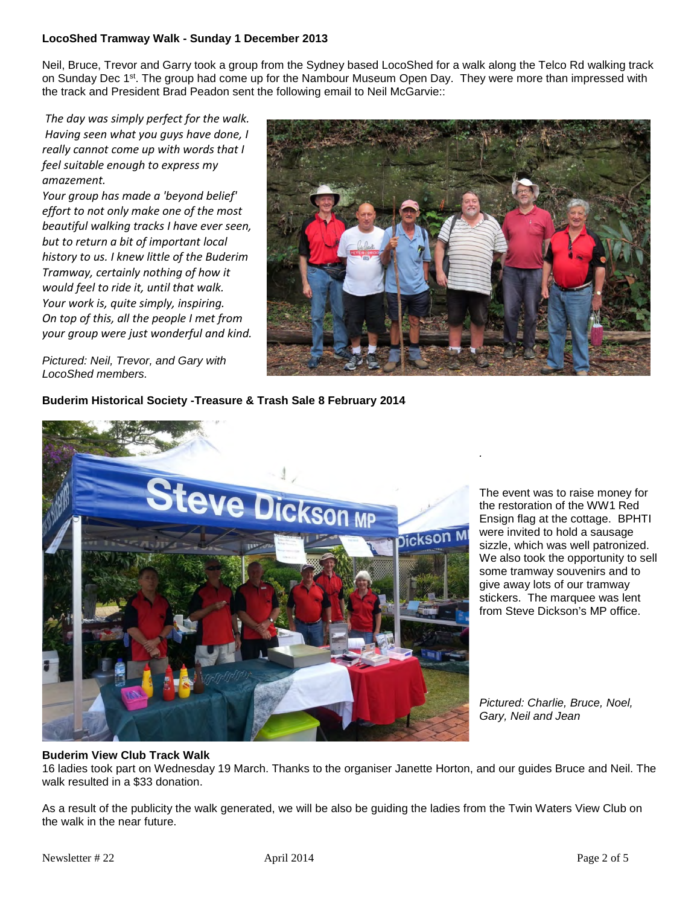**LocoShed Tramway Walk - Sunday 1 December 2013**

Neil, Bruce, Trevor and Garry took a group from the Sydney based LocoShed for a walk along the Telco Rd walking track on Sunday Dec 1st. The group had come up for the Nambour Museum Open Day. They were more than impressed with the track and President Brad Peadon sent the following email to Neil McGarvie::

*The day was simply perfect for the walk. Having seen what you guys have done, I really cannot come up with words that I feel suitable enough to express my amazement.*
*Your group has made a 'beyond belief' effort to not only make one of the most beautiful walking tracks I have ever seen, but to return a bit of important local history to us. I knew little of the Buderim Tramway, certainly nothing of how it would feel to ride it, until that walk.*
*Your work is, quite simply, inspiring.*
*On top of this, all the people I met from your group were just wonderful and kind.*

*Pictured: Neil, Trevor, and Gary with LocoShed members.*

**Buderim Historical Society -Treasure & Trash Sale 8 February 2014**

The event was to raise money for the restoration of the WW1 Red Ensign flag at the cottage. BPHTI were invited to hold a sausage sizzle, which was well patronized. We also took the opportunity to sell some tramway souvenirs and to give away lots of our tramway stickers. The marquee was lent from Steve Dickson's MP office.

*Pictured: Charlie, Bruce, Noel, Gary, Neil and Jean*

**Buderim View Club Track Walk**

16 ladies took part on Wednesday 19 March. Thanks to the organiser Janette Horton, and our guides Bruce and Neil. The walk resulted in a $33 donation.

As a result of the publicity the walk generated, we will be also be guiding the ladies from the Twin Waters View Club on the walk in the near future.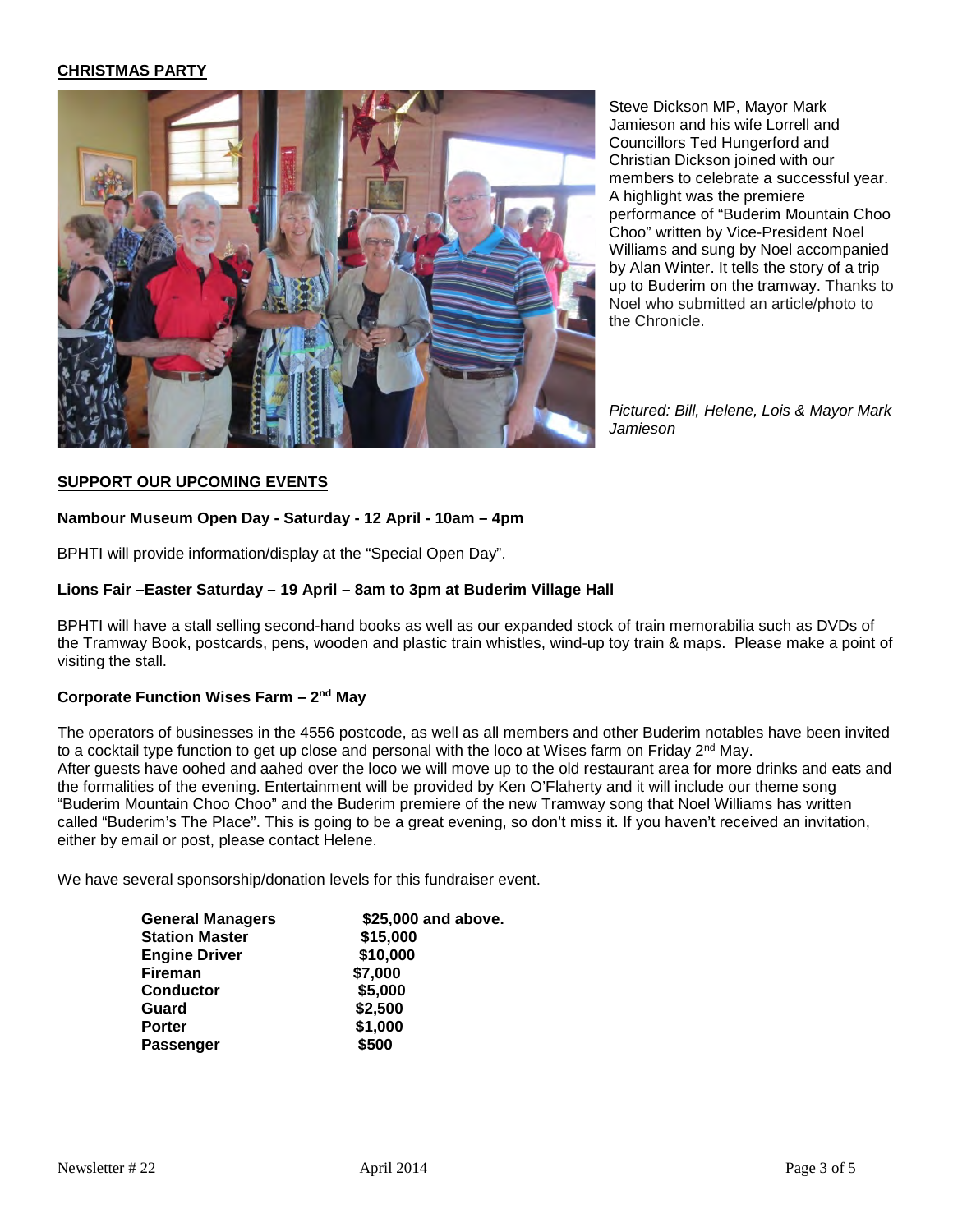## CHRISTMAS PARTY

Steve Dickson MP, Mayor Mark Jamieson and his wife Lorrell and Councillors Ted Hungerford and Christian Dickson joined with our members to celebrate a successful year. A highlight was the premiere performance of "Buderim Mountain Choo Choo" written by Vice-President Noel Williams and sung by Noel accompanied by Alan Winter. It tells the story of a trip up to Buderim on the tramway. Thanks to Noel who submitted an article/photo to the Chronicle.

*Pictured: Bill, Helene, Lois & Mayor Mark Jamieson*

## SUPPORT OUR UPCOMING EVENTS

**Nambour Museum Open Day - Saturday - 12 April - 10am – 4pm**

BPHTI will provide information/display at the "Special Open Day".

**Lions Fair –Easter Saturday – 19 April – 8am to 3pm at Buderim Village Hall**

BPHTI will have a stall selling second-hand books as well as our expanded stock of train memorabilia such as DVDs of the Tramway Book, postcards, pens, wooden and plastic train whistles, wind-up toy train & maps. Please make a point of visiting the stall.

**Corporate Function Wises Farm – 2nd May**

The operators of businesses in the 4556 postcode, as well as all members and other Buderim notables have been invited to a cocktail type function to get up close and personal with the loco at Wises farm on Friday 2nd May.
After guests have oohed and aahed over the loco we will move up to the old restaurant area for more drinks and eats and the formalities of the evening. Entertainment will be provided by Ken O'Flaherty and it will include our theme song "Buderim Mountain Choo Choo" and the Buderim premiere of the new Tramway song that Noel Williams has written called "Buderim's The Place". This is going to be a great evening, so don't miss it. If you haven't received an invitation, either by email or post, please contact Helene.

We have several sponsorship/donation levels for this fundraiser event.

| | |
|---|---|
| **General Managers** | **$25,000 and above.** |
| **Station Master** | **$15,000** |
| **Engine Driver** | **$10,000** |
| **Fireman** | **$7,000** |
| **Conductor** | **$5,000** |
| **Guard** | **$2,500** |
| **Porter** | **$1,000** |
| **Passenger** | **$500** |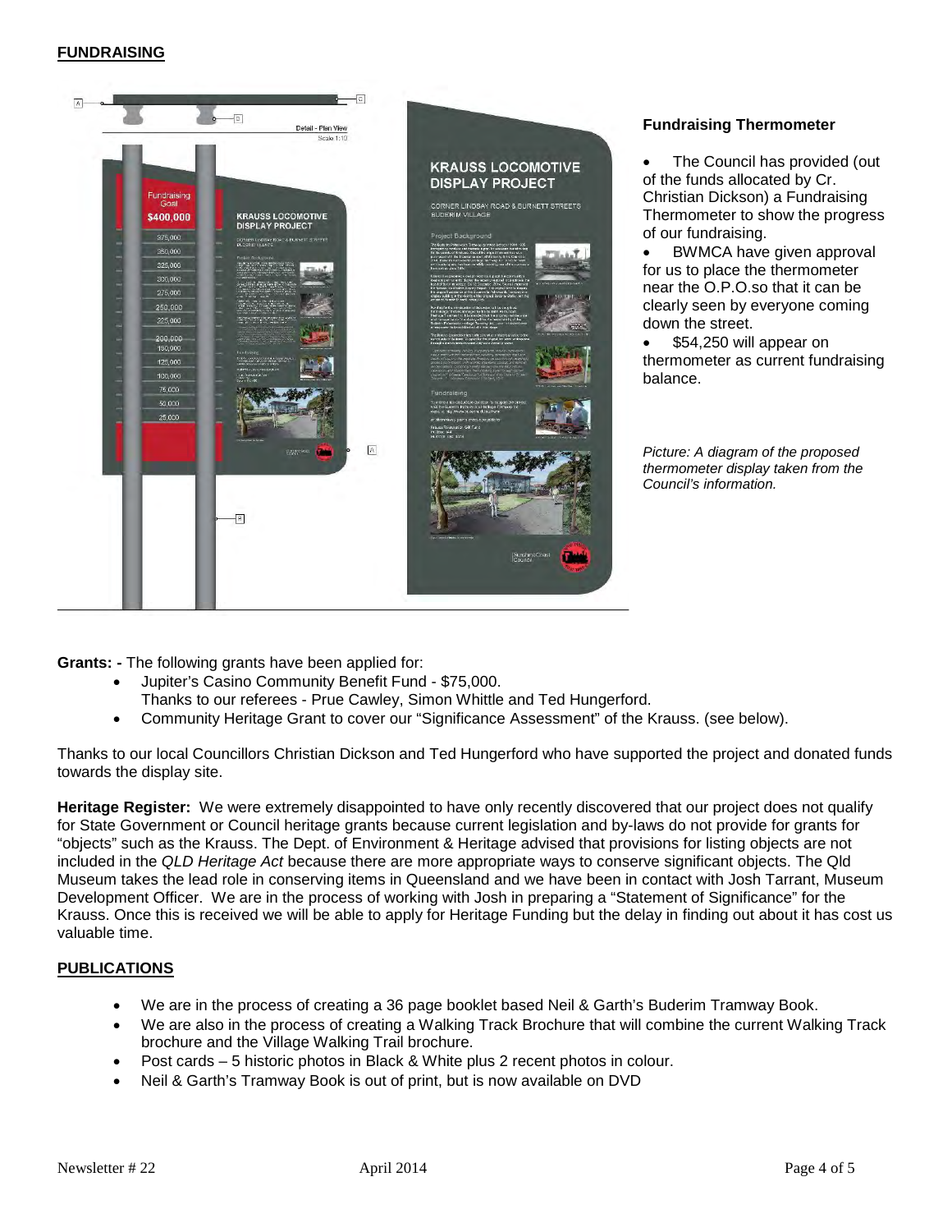## FUNDRAISING

### Fundraising Thermometer

- The Council has provided (out of the funds allocated by Cr. Christian Dickson) a Fundraising Thermometer to show the progress of our fundraising.
- BWMCA have given approval for us to place the thermometer near the O.P.O.so that it can be clearly seen by everyone coming down the street.
- $54,250 will appear on thermometer as current fundraising balance.

*Picture: A diagram of the proposed thermometer display taken from the Council's information.*

**Grants: -** The following grants have been applied for:

- Jupiter's Casino Community Benefit Fund - $75,000.
  Thanks to our referees - Prue Cawley, Simon Whittle and Ted Hungerford.
- Community Heritage Grant to cover our "Significance Assessment" of the Krauss. (see below).

Thanks to our local Councillors Christian Dickson and Ted Hungerford who have supported the project and donated funds towards the display site.

**Heritage Register:** We were extremely disappointed to have only recently discovered that our project does not qualify for State Government or Council heritage grants because current legislation and by-laws do not provide for grants for "objects" such as the Krauss. The Dept. of Environment & Heritage advised that provisions for listing objects are not included in the *QLD Heritage Act* because there are more appropriate ways to conserve significant objects. The Qld Museum takes the lead role in conserving items in Queensland and we have been in contact with Josh Tarrant, Museum Development Officer. We are in the process of working with Josh in preparing a "Statement of Significance" for the Krauss. Once this is received we will be able to apply for Heritage Funding but the delay in finding out about it has cost us valuable time.

## PUBLICATIONS

- We are in the process of creating a 36 page booklet based Neil & Garth's Buderim Tramway Book.
- We are also in the process of creating a Walking Track Brochure that will combine the current Walking Track brochure and the Village Walking Trail brochure.
- Post cards – 5 historic photos in Black & White plus 2 recent photos in colour.
- Neil & Garth's Tramway Book is out of print, but is now available on DVD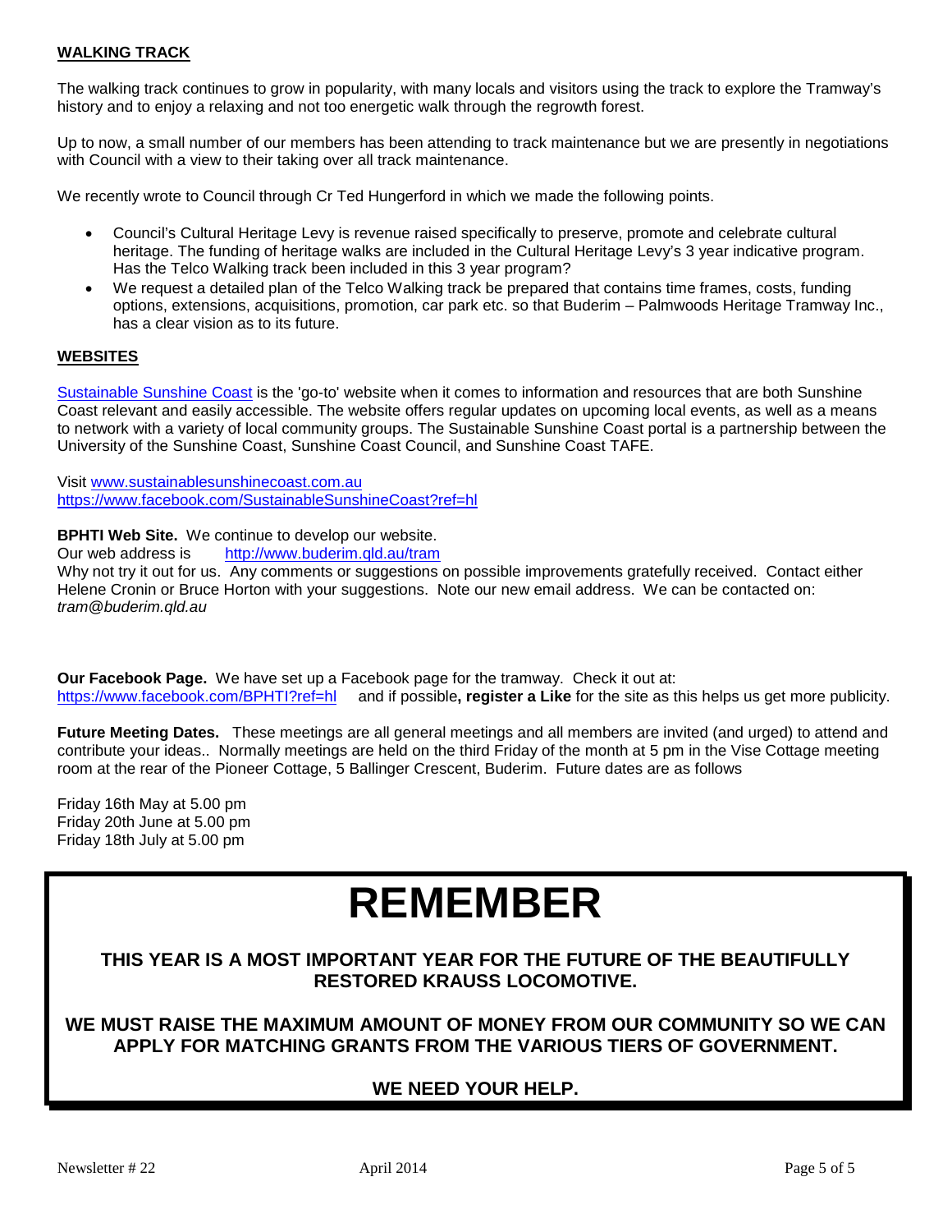## WALKING TRACK

The walking track continues to grow in popularity, with many locals and visitors using the track to explore the Tramway's history and to enjoy a relaxing and not too energetic walk through the regrowth forest.

Up to now, a small number of our members has been attending to track maintenance but we are presently in negotiations with Council with a view to their taking over all track maintenance.

We recently wrote to Council through Cr Ted Hungerford in which we made the following points.

- Council's Cultural Heritage Levy is revenue raised specifically to preserve, promote and celebrate cultural heritage. The funding of heritage walks are included in the Cultural Heritage Levy's 3 year indicative program. Has the Telco Walking track been included in this 3 year program?
- We request a detailed plan of the Telco Walking track be prepared that contains time frames, costs, funding options, extensions, acquisitions, promotion, car park etc. so that Buderim – Palmwoods Heritage Tramway Inc., has a clear vision as to its future.

## WEBSITES

Sustainable Sunshine Coast is the 'go-to' website when it comes to information and resources that are both Sunshine Coast relevant and easily accessible. The website offers regular updates on upcoming local events, as well as a means to network with a variety of local community groups. The Sustainable Sunshine Coast portal is a partnership between the University of the Sunshine Coast, Sunshine Coast Council, and Sunshine Coast TAFE.

Visit www.sustainablesunshinecoast.com.au
https://www.facebook.com/SustainableSunshineCoast?ref=hl

**BPHTI Web Site.** We continue to develop our website.
Our web address is http://www.buderim.qld.au/tram
Why not try it out for us. Any comments or suggestions on possible improvements gratefully received. Contact either Helene Cronin or Bruce Horton with your suggestions. Note our new email address. We can be contacted on:
*tram@buderim.qld.au*

**Our Facebook Page.** We have set up a Facebook page for the tramway. Check it out at:
https://www.facebook.com/BPHTI?ref=hl and if possible**, register a Like** for the site as this helps us get more publicity.

**Future Meeting Dates.** These meetings are all general meetings and all members are invited (and urged) to attend and contribute your ideas.. Normally meetings are held on the third Friday of the month at 5 pm in the Vise Cottage meeting room at the rear of the Pioneer Cottage, 5 Ballinger Crescent, Buderim. Future dates are as follows

Friday 16th May at 5.00 pm
Friday 20th June at 5.00 pm
Friday 18th July at 5.00 pm

# REMEMBER

**THIS YEAR IS A MOST IMPORTANT YEAR FOR THE FUTURE OF THE BEAUTIFULLY RESTORED KRAUSS LOCOMOTIVE.**

**WE MUST RAISE THE MAXIMUM AMOUNT OF MONEY FROM OUR COMMUNITY SO WE CAN APPLY FOR MATCHING GRANTS FROM THE VARIOUS TIERS OF GOVERNMENT.**

**WE NEED YOUR HELP.**